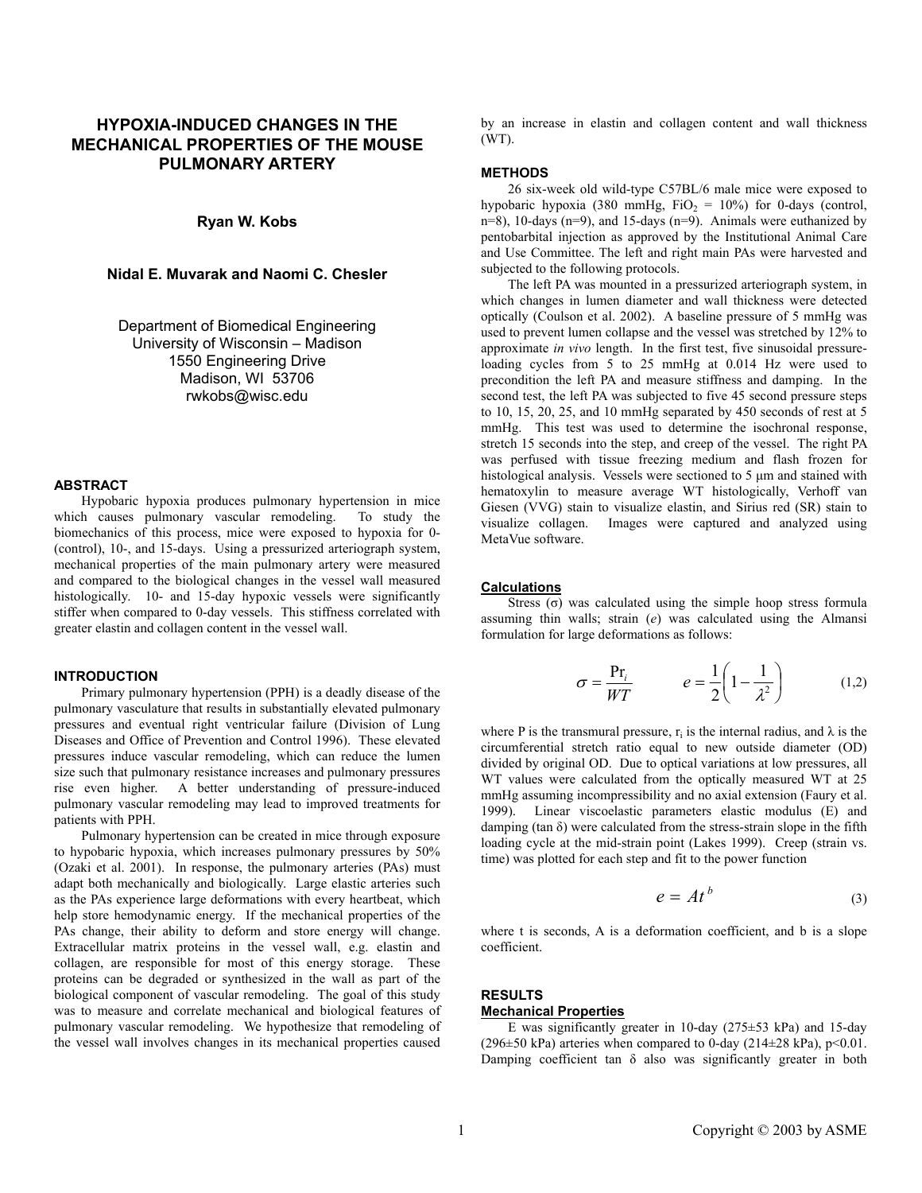# HYPOXIA-INDUCED CHANGES IN THE MECHANICAL PROPERTIES OF THE MOUSE PULMONARY ARTERY

**Ryan W. Kobs**

**Nidal E. Muvarak and Naomi C. Chesler**

Department of Biomedical Engineering
University of Wisconsin – Madison
1550 Engineering Drive
Madison, WI 53706
rwkobs@wisc.edu

## ABSTRACT

Hypobaric hypoxia produces pulmonary hypertension in mice which causes pulmonary vascular remodeling. To study the biomechanics of this process, mice were exposed to hypoxia for 0- (control), 10-, and 15-days. Using a pressurized arteriograph system, mechanical properties of the main pulmonary artery were measured and compared to the biological changes in the vessel wall measured histologically. 10- and 15-day hypoxic vessels were significantly stiffer when compared to 0-day vessels. This stiffness correlated with greater elastin and collagen content in the vessel wall.

## INTRODUCTION

Primary pulmonary hypertension (PPH) is a deadly disease of the pulmonary vasculature that results in substantially elevated pulmonary pressures and eventual right ventricular failure (Division of Lung Diseases and Office of Prevention and Control 1996). These elevated pressures induce vascular remodeling, which can reduce the lumen size such that pulmonary resistance increases and pulmonary pressures rise even higher. A better understanding of pressure-induced pulmonary vascular remodeling may lead to improved treatments for patients with PPH.

Pulmonary hypertension can be created in mice through exposure to hypobaric hypoxia, which increases pulmonary pressures by 50% (Ozaki et al. 2001). In response, the pulmonary arteries (PAs) must adapt both mechanically and biologically. Large elastic arteries such as the PAs experience large deformations with every heartbeat, which help store hemodynamic energy. If the mechanical properties of the PAs change, their ability to deform and store energy will change. Extracellular matrix proteins in the vessel wall, e.g. elastin and collagen, are responsible for most of this energy storage. These proteins can be degraded or synthesized in the wall as part of the biological component of vascular remodeling. The goal of this study was to measure and correlate mechanical and biological features of pulmonary vascular remodeling. We hypothesize that remodeling of the vessel wall involves changes in its mechanical properties caused by an increase in elastin and collagen content and wall thickness (WT).

## METHODS

26 six-week old wild-type C57BL/6 male mice were exposed to hypobaric hypoxia (380 mmHg, $FiO_2$ = 10%) for 0-days (control, n=8), 10-days (n=9), and 15-days (n=9). Animals were euthanized by pentobarbital injection as approved by the Institutional Animal Care and Use Committee. The left and right main PAs were harvested and subjected to the following protocols.

The left PA was mounted in a pressurized arteriograph system, in which changes in lumen diameter and wall thickness were detected optically (Coulson et al. 2002). A baseline pressure of 5 mmHg was used to prevent lumen collapse and the vessel was stretched by 12% to approximate *in vivo* length. In the first test, five sinusoidal pressure-loading cycles from 5 to 25 mmHg at 0.014 Hz were used to precondition the left PA and measure stiffness and damping. In the second test, the left PA was subjected to five 45 second pressure steps to 10, 15, 20, 25, and 10 mmHg separated by 450 seconds of rest at 5 mmHg. This test was used to determine the isochronal response, stretch 15 seconds into the step, and creep of the vessel. The right PA was perfused with tissue freezing medium and flash frozen for histological analysis. Vessels were sectioned to 5 μm and stained with hematoxylin to measure average WT histologically, Verhoff van Giesen (VVG) stain to visualize elastin, and Sirius red (SR) stain to visualize collagen. Images were captured and analyzed using MetaVue software.

### Calculations

Stress ($\sigma$) was calculated using the simple hoop stress formula assuming thin walls; strain ($e$) was calculated using the Almansi formulation for large deformations as follows:

$$\sigma = \frac{Pr_i}{WT} \qquad e = \frac{1}{2}\left(1 - \frac{1}{\lambda^2}\right) \tag{1,2}$$

where P is the transmural pressure, $r_i$ is the internal radius, and $\lambda$ is the circumferential stretch ratio equal to new outside diameter (OD) divided by original OD. Due to optical variations at low pressures, all WT values were calculated from the optically measured WT at 25 mmHg assuming incompressibility and no axial extension (Faury et al. 1999). Linear viscoelastic parameters elastic modulus (E) and damping ($\tan \delta$) were calculated from the stress-strain slope in the fifth loading cycle at the mid-strain point (Lakes 1999). Creep (strain vs. time) was plotted for each step and fit to the power function

$$e = At^b \tag{3}$$

where t is seconds, A is a deformation coefficient, and b is a slope coefficient.

## RESULTS

### Mechanical Properties

E was significantly greater in 10-day (275±53 kPa) and 15-day (296±50 kPa) arteries when compared to 0-day (214±28 kPa), $p<0.01$. Damping coefficient $\tan \delta$ also was significantly greater in both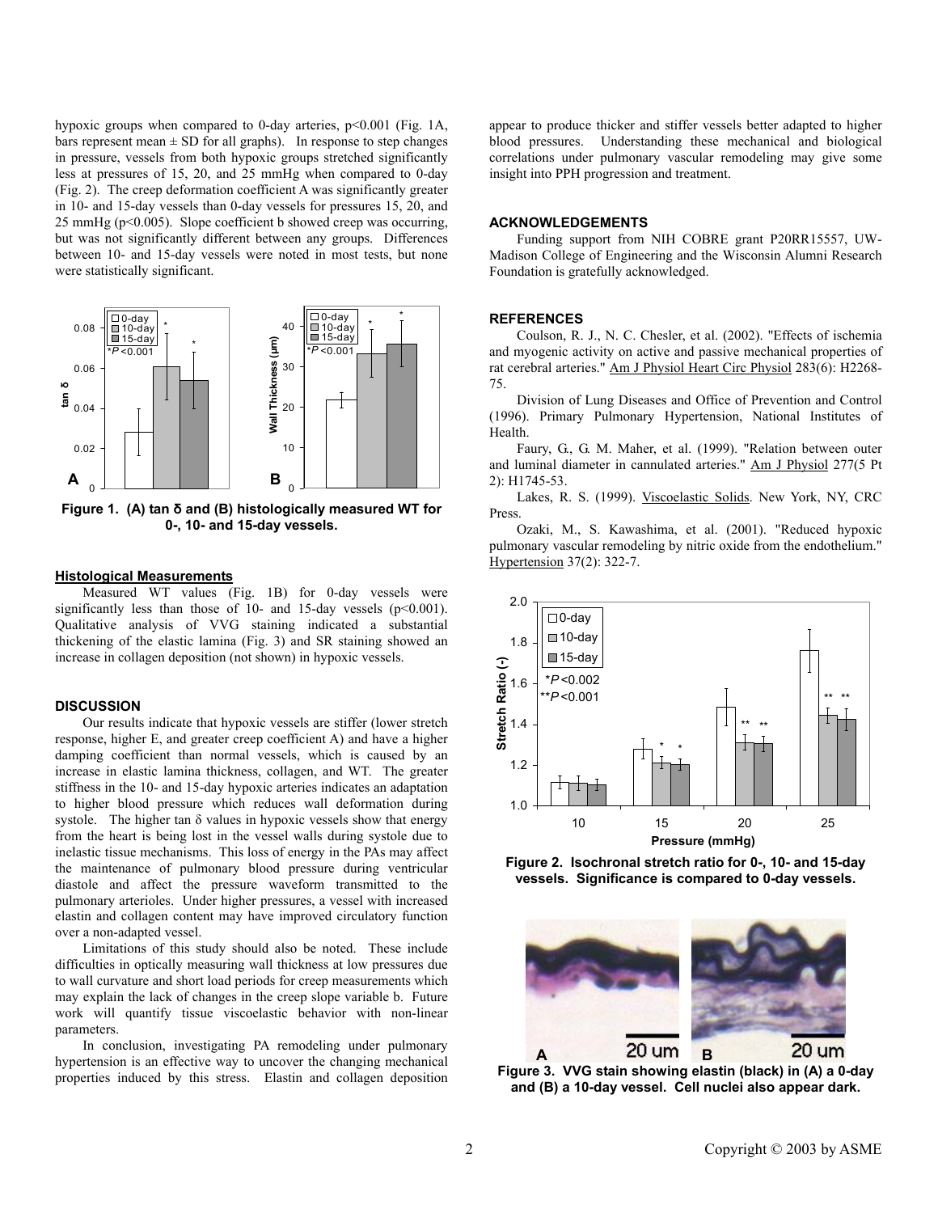hypoxic groups when compared to 0-day arteries, $p<0.001$ (Fig. 1A, bars represent mean ± SD for all graphs). In response to step changes in pressure, vessels from both hypoxic groups stretched significantly less at pressures of 15, 20, and 25 mmHg when compared to 0-day (Fig. 2). The creep deformation coefficient A was significantly greater in 10- and 15-day vessels than 0-day vessels for pressures 15, 20, and 25 mmHg ($p<0.005$). Slope coefficient b showed creep was occurring, but was not significantly different between any groups. Differences between 10- and 15-day vessels were noted in most tests, but none were statistically significant.

A
tan δ
0.08
0.06
0.04
0.02
0
0-day
10-day
15-day
*P<0.001
*
*

B
Wall Thickness (μm)
40
30
20
10
0
0-day
10-day
15-day
*P<0.001
*
*

**Figure 1. (A) tan δ and (B) histologically measured WT for 0-, 10- and 15-day vessels.**

#### Histological Measurements

Measured WT values (Fig. 1B) for 0-day vessels were significantly less than those of 10- and 15-day vessels ($p<0.001$). Qualitative analysis of VVG staining indicated a substantial thickening of the elastic lamina (Fig. 3) and SR staining showed an increase in collagen deposition (not shown) in hypoxic vessels.

### DISCUSSION

Our results indicate that hypoxic vessels are stiffer (lower stretch response, higher E, and greater creep coefficient A) and have a higher damping coefficient than normal vessels, which is caused by an increase in elastic lamina thickness, collagen, and WT. The greater stiffness in the 10- and 15-day hypoxic arteries indicates an adaptation to higher blood pressure which reduces wall deformation during systole. The higher tan δ values in hypoxic vessels show that energy from the heart is being lost in the vessel walls during systole due to inelastic tissue mechanisms. This loss of energy in the PAs may affect the maintenance of pulmonary blood pressure during ventricular diastole and affect the pressure waveform transmitted to the pulmonary arterioles. Under higher pressures, a vessel with increased elastin and collagen content may have improved circulatory function over a non-adapted vessel.

Limitations of this study should also be noted. These include difficulties in optically measuring wall thickness at low pressures due to wall curvature and short load periods for creep measurements which may explain the lack of changes in the creep slope variable b. Future work will quantify tissue viscoelastic behavior with non-linear parameters.

In conclusion, investigating PA remodeling under pulmonary hypertension is an effective way to uncover the changing mechanical properties induced by this stress. Elastin and collagen deposition appear to produce thicker and stiffer vessels better adapted to higher blood pressures. Understanding these mechanical and biological correlations under pulmonary vascular remodeling may give some insight into PPH progression and treatment.

### ACKNOWLEDGEMENTS

Funding support from NIH COBRE grant P20RR15557, UW-Madison College of Engineering and the Wisconsin Alumni Research Foundation is gratefully acknowledged.

### REFERENCES

Coulson, R. J., N. C. Chesler, et al. (2002). "Effects of ischemia and myogenic activity on active and passive mechanical properties of rat cerebral arteries." Am J Physiol Heart Circ Physiol 283(6): H2268-75.

Division of Lung Diseases and Office of Prevention and Control (1996). Primary Pulmonary Hypertension, National Institutes of Health.

Faury, G., G. M. Maher, et al. (1999). "Relation between outer and luminal diameter in cannulated arteries." Am J Physiol 277(5 Pt 2): H1745-53.

Lakes, R. S. (1999). Viscoelastic Solids. New York, NY, CRC Press.

Ozaki, M., S. Kawashima, et al. (2001). "Reduced hypoxic pulmonary vascular remodeling by nitric oxide from the endothelium." Hypertension 37(2): 322-7.

Stretch Ratio (-)
2.0
1.8
1.6
1.4
1.2
1.0
0-day
10-day
15-day
*P<0.002
**P<0.001
* *
** **
** **
10 15 20 25
Pressure (mmHg)

**Figure 2. Isochronal stretch ratio for 0-, 10- and 15-day vessels. Significance is compared to 0-day vessels.**

A 20 um B 20 um

**Figure 3. VVG stain showing elastin (black) in (A) a 0-day and (B) a 10-day vessel. Cell nuclei also appear dark.**